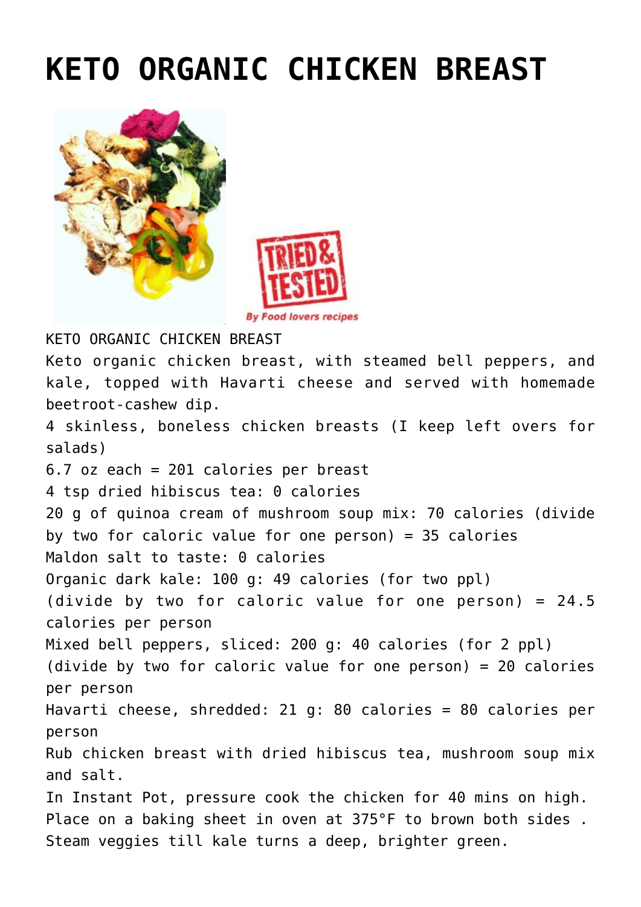# KETO ORGANIC CHICKEN BREAST

KETO ORGANIC CHICKEN BREAST

Keto organic chicken breast, with steamed bell peppers, and kale, topped with Havarti cheese and served with homemade beetroot-cashew dip.

4 skinless, boneless chicken breasts (I keep left overs for salads)

6.7 oz each = 201 calories per breast

4 tsp dried hibiscus tea: 0 calories

20 g of quinoa cream of mushroom soup mix: 70 calories (divide by two for caloric value for one person) = 35 calories

Maldon salt to taste: 0 calories

Organic dark kale: 100 g: 49 calories (for two ppl) (divide by two for caloric value for one person) = 24.5 calories per person

Mixed bell peppers, sliced: 200 g: 40 calories (for 2 ppl) (divide by two for caloric value for one person) = 20 calories per person

Havarti cheese, shredded: 21 g: 80 calories = 80 calories per person

Rub chicken breast with dried hibiscus tea, mushroom soup mix and salt.

In Instant Pot, pressure cook the chicken for 40 mins on high.

Place on a baking sheet in oven at 375°F to brown both sides .

Steam veggies till kale turns a deep, brighter green.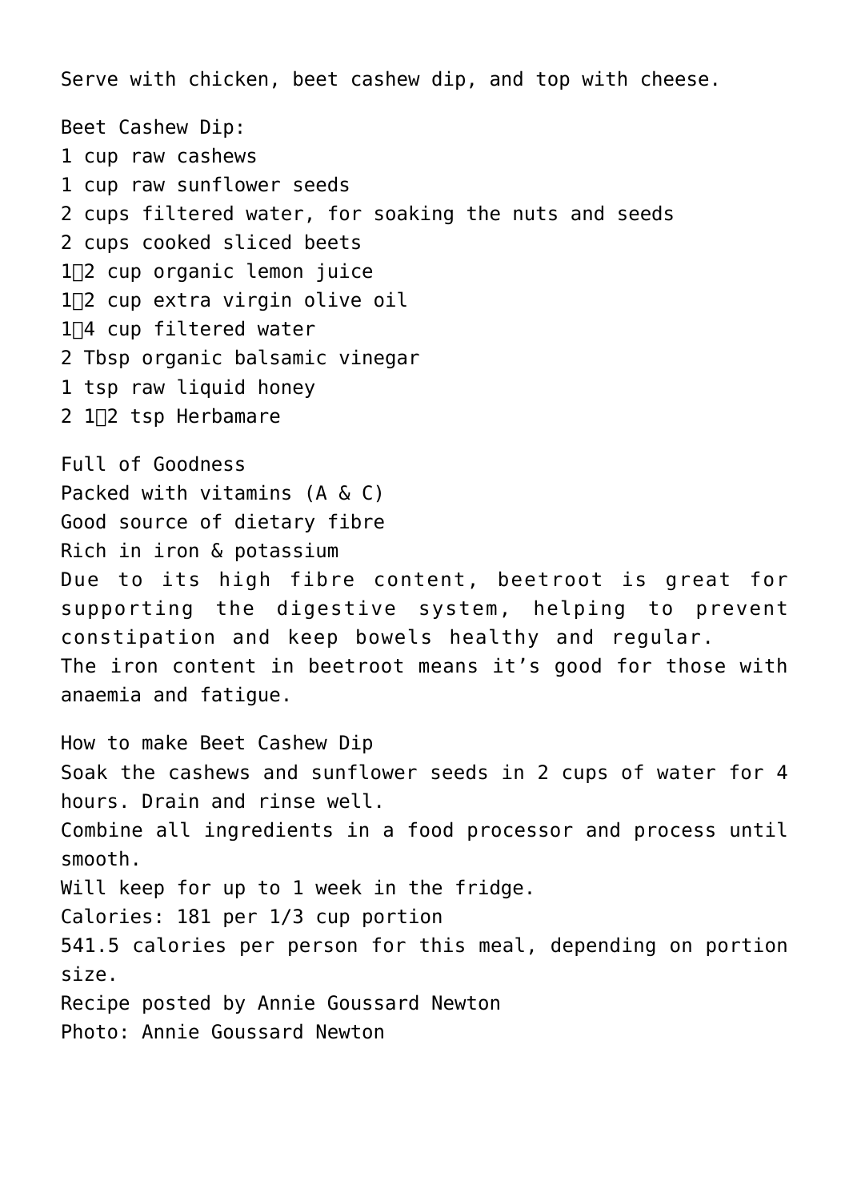Serve with chicken, beet cashew dip, and top with cheese.

Beet Cashew Dip:
1 cup raw cashews
1 cup raw sunflower seeds
2 cups filtered water, for soaking the nuts and seeds
2 cups cooked sliced beets
1⁄2 cup organic lemon juice
1⁄2 cup extra virgin olive oil
1⁄4 cup filtered water
2 Tbsp organic balsamic vinegar
1 tsp raw liquid honey
2 1⁄2 tsp Herbamare

Full of Goodness
Packed with vitamins (A & C)
Good source of dietary fibre
Rich in iron & potassium
Due to its high fibre content, beetroot is great for supporting the digestive system, helping to prevent constipation and keep bowels healthy and regular.
The iron content in beetroot means it's good for those with anaemia and fatigue.

How to make Beet Cashew Dip
Soak the cashews and sunflower seeds in 2 cups of water for 4 hours. Drain and rinse well.
Combine all ingredients in a food processor and process until smooth.
Will keep for up to 1 week in the fridge.
Calories: 181 per 1/3 cup portion
541.5 calories per person for this meal, depending on portion size.
Recipe posted by Annie Goussard Newton
Photo: Annie Goussard Newton